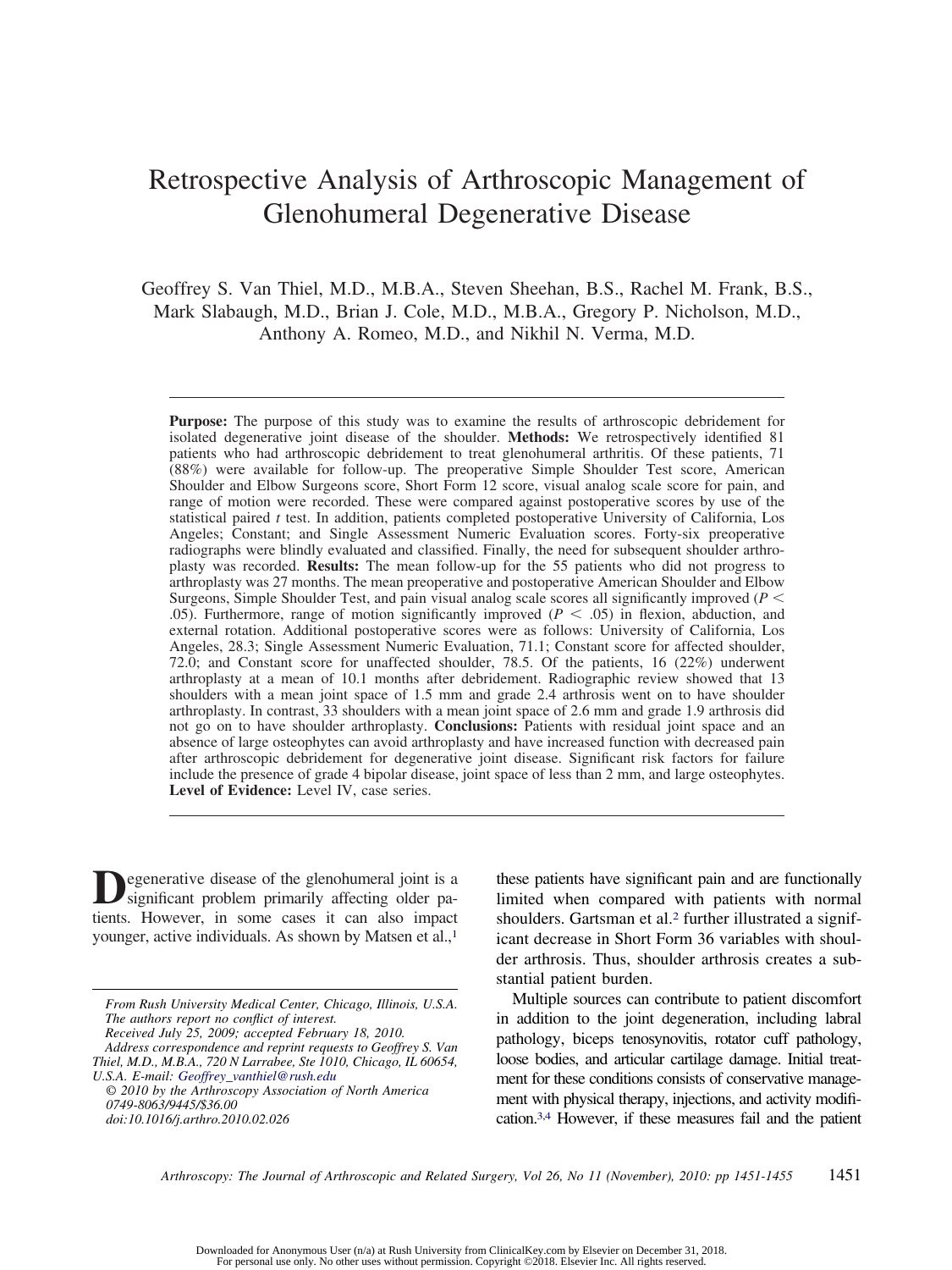# Retrospective Analysis of Arthroscopic Management of Glenohumeral Degenerative Disease

Geoffrey S. Van Thiel, M.D., M.B.A., Steven Sheehan, B.S., Rachel M. Frank, B.S., Mark Slabaugh, M.D., Brian J. Cole, M.D., M.B.A., Gregory P. Nicholson, M.D., Anthony A. Romeo, M.D., and Nikhil N. Verma, M.D.

**Purpose:** The purpose of this study was to examine the results of arthroscopic debridement for isolated degenerative joint disease of the shoulder. **Methods:** We retrospectively identified 81 patients who had arthroscopic debridement to treat glenohumeral arthritis. Of these patients, 71 (88%) were available for follow-up. The preoperative Simple Shoulder Test score, American Shoulder and Elbow Surgeons score, Short Form 12 score, visual analog scale score for pain, and range of motion were recorded. These were compared against postoperative scores by use of the statistical paired *t* test. In addition, patients completed postoperative University of California, Los Angeles; Constant; and Single Assessment Numeric Evaluation scores. Forty-six preoperative radiographs were blindly evaluated and classified. Finally, the need for subsequent shoulder arthroplasty was recorded. **Results:** The mean follow-up for the 55 patients who did not progress to arthroplasty was 27 months. The mean preoperative and postoperative American Shoulder and Elbow Surgeons, Simple Shoulder Test, and pain visual analog scale scores all significantly improved ($P < .05$). Furthermore, range of motion significantly improved ($P < .05$) in flexion, abduction, and external rotation. Additional postoperative scores were as follows: University of California, Los Angeles, 28.3; Single Assessment Numeric Evaluation, 71.1; Constant score for affected shoulder, 72.0; and Constant score for unaffected shoulder, 78.5. Of the patients, 16 (22%) underwent arthroplasty at a mean of 10.1 months after debridement. Radiographic review showed that 13 shoulders with a mean joint space of 1.5 mm and grade 2.4 arthrosis went on to have shoulder arthroplasty. In contrast, 33 shoulders with a mean joint space of 2.6 mm and grade 1.9 arthrosis did not go on to have shoulder arthroplasty. **Conclusions:** Patients with residual joint space and an absence of large osteophytes can avoid arthroplasty and have increased function with decreased pain after arthroscopic debridement for degenerative joint disease. Significant risk factors for failure include the presence of grade 4 bipolar disease, joint space of less than 2 mm, and large osteophytes. **Level of Evidence:** Level IV, case series.

Degenerative disease of the glenohumeral joint is a significant problem primarily affecting older patients. However, in some cases it can also impact younger, active individuals. As shown by Matsen et al.,[1] these patients have significant pain and are functionally limited when compared with patients with normal shoulders. Gartsman et al.[2] further illustrated a significant decrease in Short Form 36 variables with shoulder arthrosis. Thus, shoulder arthrosis creates a substantial patient burden.

Multiple sources can contribute to patient discomfort in addition to the joint degeneration, including labral pathology, biceps tenosynovitis, rotator cuff pathology, loose bodies, and articular cartilage damage. Initial treatment for these conditions consists of conservative management with physical therapy, injections, and activity modification.[3,4] However, if these measures fail and the patient

*From Rush University Medical Center, Chicago, Illinois, U.S.A.*
*The authors report no conflict of interest.*
*Received July 25, 2009; accepted February 18, 2010.*
*Address correspondence and reprint requests to Geoffrey S. Van Thiel, M.D., M.B.A., 720 N Larrabee, Ste 1010, Chicago, IL 60654, U.S.A. E-mail: Geoffrey_vanthiel@rush.edu*
*© 2010 by the Arthroscopy Association of North America*
*0749-8063/9445/$36.00*
*doi:10.1016/j.arthro.2010.02.026*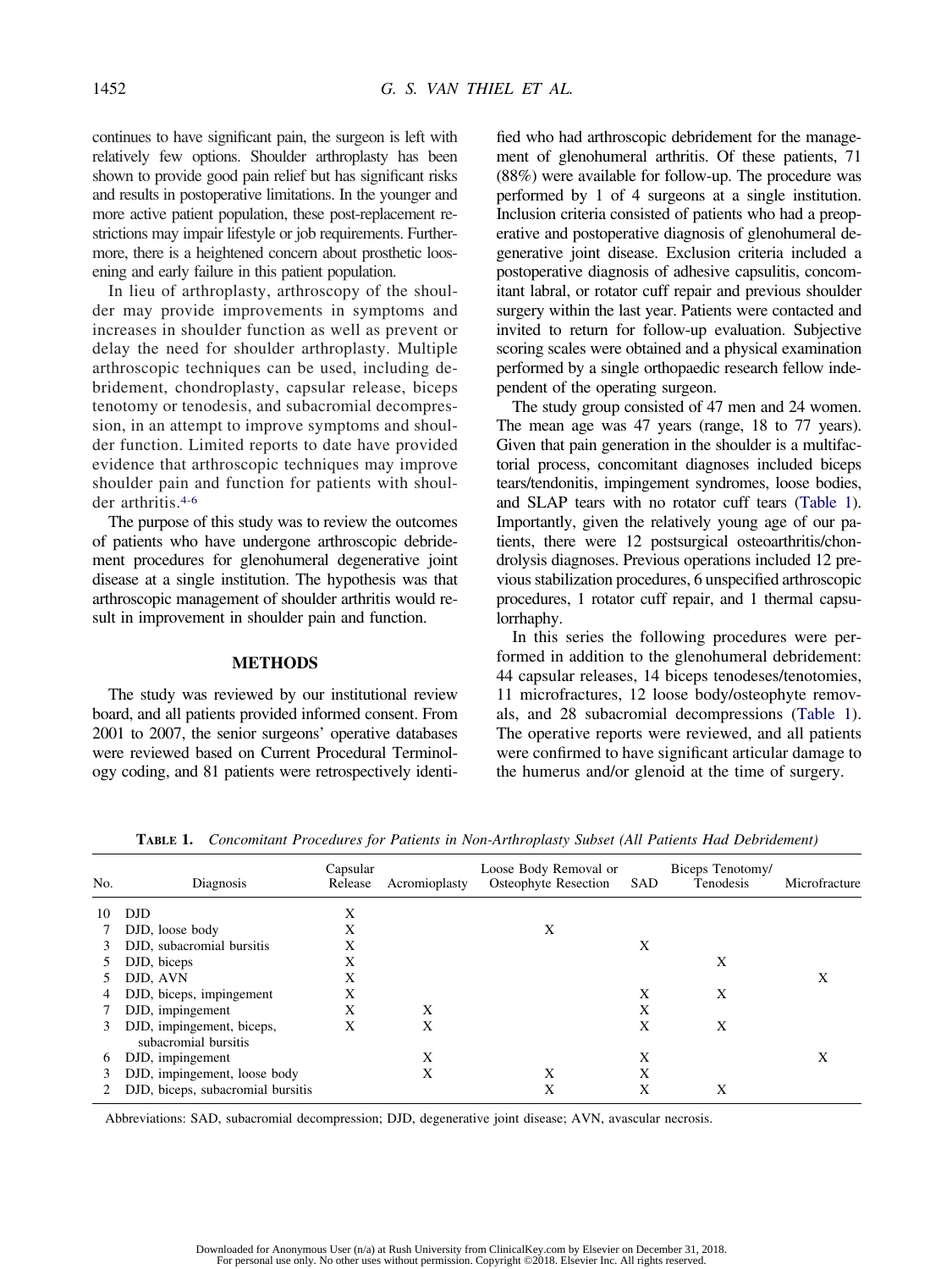continues to have significant pain, the surgeon is left with relatively few options. Shoulder arthroplasty has been shown to provide good pain relief but has significant risks and results in postoperative limitations. In the younger and more active patient population, these post-replacement restrictions may impair lifestyle or job requirements. Furthermore, there is a heightened concern about prosthetic loosening and early failure in this patient population.

In lieu of arthroplasty, arthroscopy of the shoulder may provide improvements in symptoms and increases in shoulder function as well as prevent or delay the need for shoulder arthroplasty. Multiple arthroscopic techniques can be used, including debridement, chondroplasty, capsular release, biceps tenotomy or tenodesis, and subacromial decompression, in an attempt to improve symptoms and shoulder function. Limited reports to date have provided evidence that arthroscopic techniques may improve shoulder pain and function for patients with shoulder arthritis.[4-6]

The purpose of this study was to review the outcomes of patients who have undergone arthroscopic debridement procedures for glenohumeral degenerative joint disease at a single institution. The hypothesis was that arthroscopic management of shoulder arthritis would result in improvement in shoulder pain and function.

## METHODS

The study was reviewed by our institutional review board, and all patients provided informed consent. From 2001 to 2007, the senior surgeons' operative databases were reviewed based on Current Procedural Terminology coding, and 81 patients were retrospectively identified who had arthroscopic debridement for the management of glenohumeral arthritis. Of these patients, 71 (88%) were available for follow-up. The procedure was performed by 1 of 4 surgeons at a single institution. Inclusion criteria consisted of patients who had a preoperative and postoperative diagnosis of glenohumeral degenerative joint disease. Exclusion criteria included a postoperative diagnosis of adhesive capsulitis, concomitant labral, or rotator cuff repair and previous shoulder surgery within the last year. Patients were contacted and invited to return for follow-up evaluation. Subjective scoring scales were obtained and a physical examination performed by a single orthopaedic research fellow independent of the operating surgeon.

The study group consisted of 47 men and 24 women. The mean age was 47 years (range, 18 to 77 years). Given that pain generation in the shoulder is a multifactorial process, concomitant diagnoses included biceps tears/tendonitis, impingement syndromes, loose bodies, and SLAP tears with no rotator cuff tears (Table 1). Importantly, given the relatively young age of our patients, there were 12 postsurgical osteoarthritis/chondrolysis diagnoses. Previous operations included 12 previous stabilization procedures, 6 unspecified arthroscopic procedures, 1 rotator cuff repair, and 1 thermal capsulorrhaphy.

In this series the following procedures were performed in addition to the glenohumeral debridement: 44 capsular releases, 14 biceps tenodeses/tenotomies, 11 microfractures, 12 loose body/osteophyte removals, and 28 subacromial decompressions (Table 1). The operative reports were reviewed, and all patients were confirmed to have significant articular damage to the humerus and/or glenoid at the time of surgery.

**TABLE 1.** *Concomitant Procedures for Patients in Non-Arthroplasty Subset (All Patients Had Debridement)*

| No. | Diagnosis | Capsular Release | Acromioplasty | Loose Body Removal or Osteophyte Resection | SAD | Biceps Tenotomy/ Tenodesis | Microfracture |
|---|---|---|---|---|---|---|---|
| 10 | DJD | X | | | | | |
| 7 | DJD, loose body | X | | X | | | |
| 3 | DJD, subacromial bursitis | X | | | X | | |
| 5 | DJD, biceps | X | | | | X | |
| 5 | DJD, AVN | X | | | | | X |
| 4 | DJD, biceps, impingement | X | | | X | X | |
| 7 | DJD, impingement | X | X | | X | | |
| 3 | DJD, impingement, biceps, subacromial bursitis | X | X | | X | X | |
| 6 | DJD, impingement | | X | | X | | X |
| 3 | DJD, impingement, loose body | | X | X | X | | |
| 2 | DJD, biceps, subacromial bursitis | | | X | X | X | |

Abbreviations: SAD, subacromial decompression; DJD, degenerative joint disease; AVN, avascular necrosis.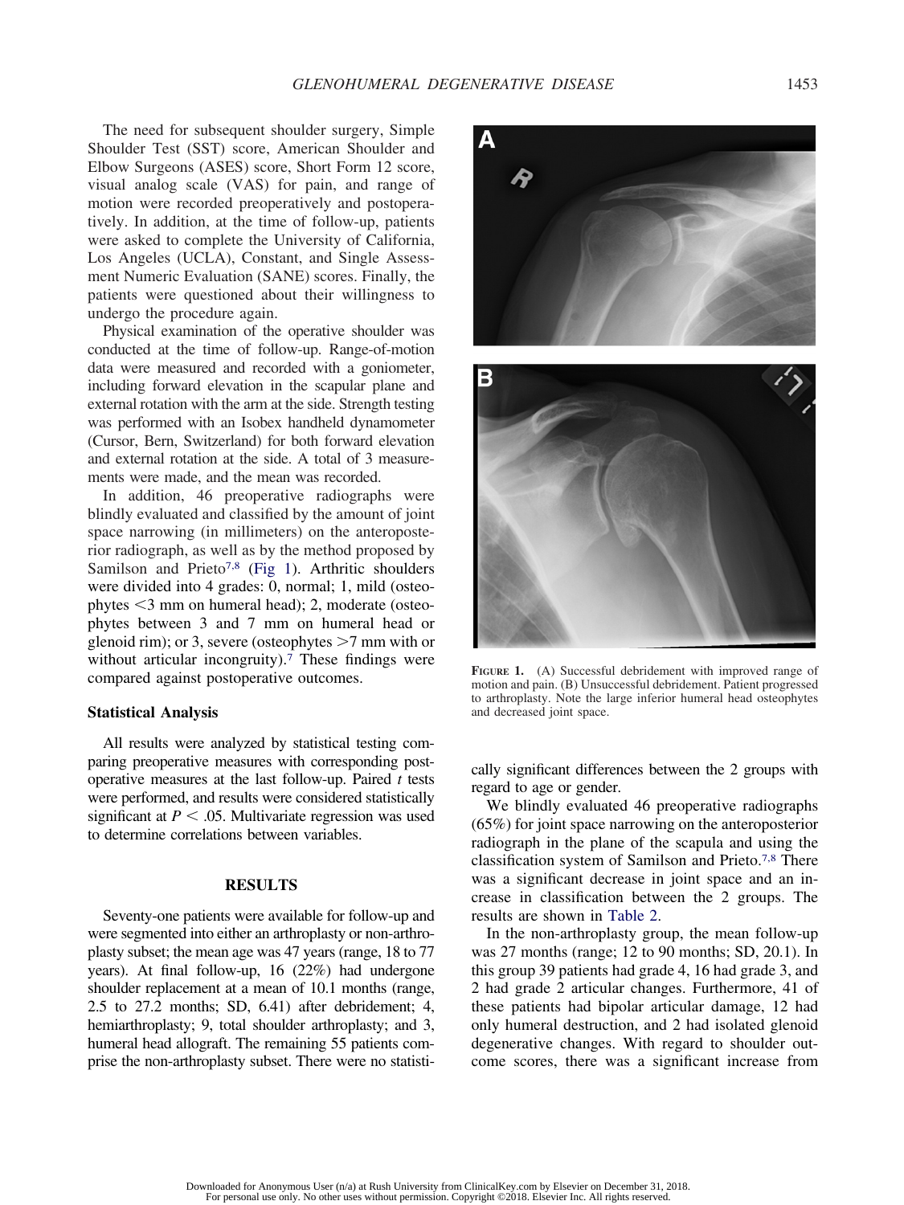The need for subsequent shoulder surgery, Simple Shoulder Test (SST) score, American Shoulder and Elbow Surgeons (ASES) score, Short Form 12 score, visual analog scale (VAS) for pain, and range of motion were recorded preoperatively and postoperatively. In addition, at the time of follow-up, patients were asked to complete the University of California, Los Angeles (UCLA), Constant, and Single Assessment Numeric Evaluation (SANE) scores. Finally, the patients were questioned about their willingness to undergo the procedure again.

Physical examination of the operative shoulder was conducted at the time of follow-up. Range-of-motion data were measured and recorded with a goniometer, including forward elevation in the scapular plane and external rotation with the arm at the side. Strength testing was performed with an Isobex handheld dynamometer (Cursor, Bern, Switzerland) for both forward elevation and external rotation at the side. A total of 3 measurements were made, and the mean was recorded.

In addition, 46 preoperative radiographs were blindly evaluated and classified by the amount of joint space narrowing (in millimeters) on the anteroposterior radiograph, as well as by the method proposed by Samilson and Prieto[7,8] (Fig 1). Arthritic shoulders were divided into 4 grades: 0, normal; 1, mild (osteophytes <3 mm on humeral head); 2, moderate (osteophytes between 3 and 7 mm on humeral head or glenoid rim); or 3, severe (osteophytes >7 mm with or without articular incongruity).[7] These findings were compared against postoperative outcomes.

FIGURE 1. (A) Successful debridement with improved range of motion and pain. (B) Unsuccessful debridement. Patient progressed to arthroplasty. Note the large inferior humeral head osteophytes and decreased joint space.

### Statistical Analysis

All results were analyzed by statistical testing comparing preoperative measures with corresponding postoperative measures at the last follow-up. Paired *t* tests were performed, and results were considered statistically significant at $P < .05$. Multivariate regression was used to determine correlations between variables.

## RESULTS

Seventy-one patients were available for follow-up and were segmented into either an arthroplasty or non-arthroplasty subset; the mean age was 47 years (range, 18 to 77 years). At final follow-up, 16 (22%) had undergone shoulder replacement at a mean of 10.1 months (range, 2.5 to 27.2 months; SD, 6.41) after debridement; 4, hemiarthroplasty; 9, total shoulder arthroplasty; and 3, humeral head allograft. The remaining 55 patients comprise the non-arthroplasty subset. There were no statistically significant differences between the 2 groups with regard to age or gender.

We blindly evaluated 46 preoperative radiographs (65%) for joint space narrowing on the anteroposterior radiograph in the plane of the scapula and using the classification system of Samilson and Prieto.[7,8] There was a significant decrease in joint space and an increase in classification between the 2 groups. The results are shown in Table 2.

In the non-arthroplasty group, the mean follow-up was 27 months (range; 12 to 90 months; SD, 20.1). In this group 39 patients had grade 4, 16 had grade 3, and 2 had grade 2 articular changes. Furthermore, 41 of these patients had bipolar articular damage, 12 had only humeral destruction, and 2 had isolated glenoid degenerative changes. With regard to shoulder outcome scores, there was a significant increase from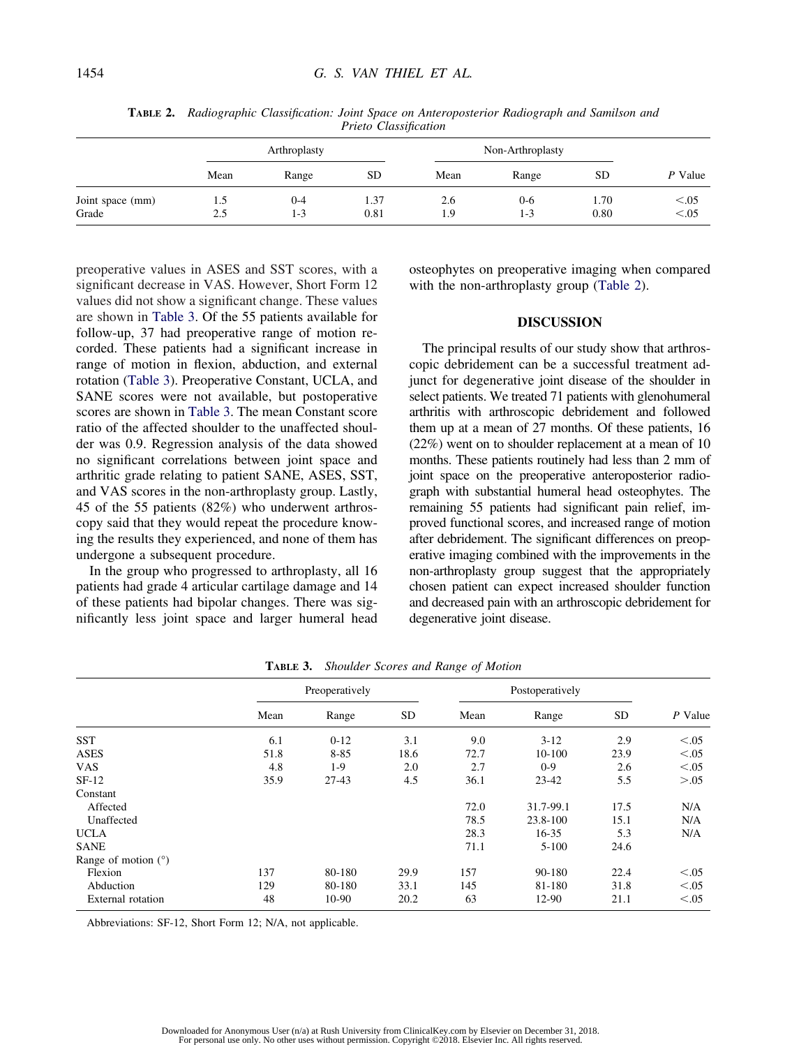**Table 2.** *Radiographic Classification: Joint Space on Anteroposterior Radiograph and Samilson and Prieto Classification*

| | Arthroplasty | | | Non-Arthroplasty | | | |
|---|---|---|---|---|---|---|---|
| | Mean | Range | SD | Mean | Range | SD | *P* Value |
| Joint space (mm) | 1.5 | 0-4 | 1.37 | 2.6 | 0-6 | 1.70 | <.05 |
| Grade | 2.5 | 1-3 | 0.81 | 1.9 | 1-3 | 0.80 | <.05 |

preoperative values in ASES and SST scores, with a significant decrease in VAS. However, Short Form 12 values did not show a significant change. These values are shown in Table 3. Of the 55 patients available for follow-up, 37 had preoperative range of motion recorded. These patients had a significant increase in range of motion in flexion, abduction, and external rotation (Table 3). Preoperative Constant, UCLA, and SANE scores were not available, but postoperative scores are shown in Table 3. The mean Constant score ratio of the affected shoulder to the unaffected shoulder was 0.9. Regression analysis of the data showed no significant correlations between joint space and arthritic grade relating to patient SANE, ASES, SST, and VAS scores in the non-arthroplasty group. Lastly, 45 of the 55 patients (82%) who underwent arthroscopy said that they would repeat the procedure knowing the results they experienced, and none of them has undergone a subsequent procedure.

In the group who progressed to arthroplasty, all 16 patients had grade 4 articular cartilage damage and 14 of these patients had bipolar changes. There was significantly less joint space and larger humeral head osteophytes on preoperative imaging when compared with the non-arthroplasty group (Table 2).

## DISCUSSION

The principal results of our study show that arthroscopic debridement can be a successful treatment adjunct for degenerative joint disease of the shoulder in select patients. We treated 71 patients with glenohumeral arthritis with arthroscopic debridement and followed them up at a mean of 27 months. Of these patients, 16 (22%) went on to shoulder replacement at a mean of 10 months. These patients routinely had less than 2 mm of joint space on the preoperative anteroposterior radiograph with substantial humeral head osteophytes. The remaining 55 patients had significant pain relief, improved functional scores, and increased range of motion after debridement. The significant differences on preoperative imaging combined with the improvements in the non-arthroplasty group suggest that the appropriately chosen patient can expect increased shoulder function and decreased pain with an arthroscopic debridement for degenerative joint disease.

**Table 3.** *Shoulder Scores and Range of Motion*

| | Preoperatively | | | Postoperatively | | | |
|---|---|---|---|---|---|---|---|
| | Mean | Range | SD | Mean | Range | SD | *P* Value |
| SST | 6.1 | 0-12 | 3.1 | 9.0 | 3-12 | 2.9 | <.05 |
| ASES | 51.8 | 8-85 | 18.6 | 72.7 | 10-100 | 23.9 | <.05 |
| VAS | 4.8 | 1-9 | 2.0 | 2.7 | 0-9 | 2.6 | <.05 |
| SF-12 | 35.9 | 27-43 | 4.5 | 36.1 | 23-42 | 5.5 | >.05 |
| Constant | | | | | | | |
| Affected | | | | 72.0 | 31.7-99.1 | 17.5 | N/A |
| Unaffected | | | | 78.5 | 23.8-100 | 15.1 | N/A |
| UCLA | | | | 28.3 | 16-35 | 5.3 | N/A |
| SANE | | | | 71.1 | 5-100 | 24.6 | |
| Range of motion (°) | | | | | | | |
| Flexion | 137 | 80-180 | 29.9 | 157 | 90-180 | 22.4 | <.05 |
| Abduction | 129 | 80-180 | 33.1 | 145 | 81-180 | 31.8 | <.05 |
| External rotation | 48 | 10-90 | 20.2 | 63 | 12-90 | 21.1 | <.05 |

Abbreviations: SF-12, Short Form 12; N/A, not applicable.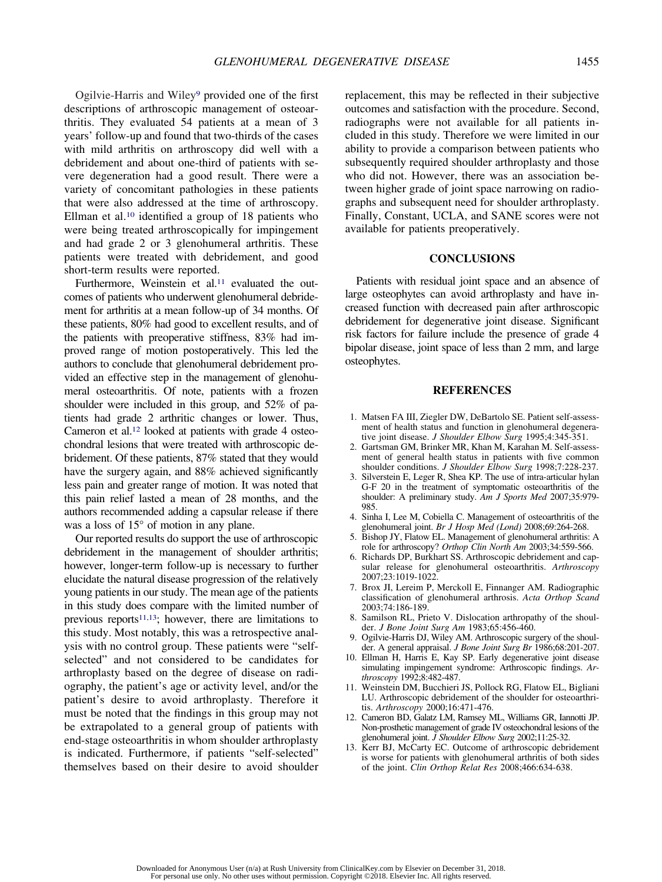Ogilvie-Harris and Wiley[9] provided one of the first descriptions of arthroscopic management of osteoarthritis. They evaluated 54 patients at a mean of 3 years' follow-up and found that two-thirds of the cases with mild arthritis on arthroscopy did well with a debridement and about one-third of patients with severe degeneration had a good result. There were a variety of concomitant pathologies in these patients that were also addressed at the time of arthroscopy. Ellman et al.[10] identified a group of 18 patients who were being treated arthroscopically for impingement and had grade 2 or 3 glenohumeral arthritis. These patients were treated with debridement, and good short-term results were reported.

Furthermore, Weinstein et al.[11] evaluated the outcomes of patients who underwent glenohumeral debridement for arthritis at a mean follow-up of 34 months. Of these patients, 80% had good to excellent results, and of the patients with preoperative stiffness, 83% had improved range of motion postoperatively. This led the authors to conclude that glenohumeral debridement provided an effective step in the management of glenohumeral osteoarthritis. Of note, patients with a frozen shoulder were included in this group, and 52% of patients had grade 2 arthritic changes or lower. Thus, Cameron et al.[12] looked at patients with grade 4 osteochondral lesions that were treated with arthroscopic debridement. Of these patients, 87% stated that they would have the surgery again, and 88% achieved significantly less pain and greater range of motion. It was noted that this pain relief lasted a mean of 28 months, and the authors recommended adding a capsular release if there was a loss of 15° of motion in any plane.

Our reported results do support the use of arthroscopic debridement in the management of shoulder arthritis; however, longer-term follow-up is necessary to further elucidate the natural disease progression of the relatively young patients in our study. The mean age of the patients in this study does compare with the limited number of previous reports[11,13]; however, there are limitations to this study. Most notably, this was a retrospective analysis with no control group. These patients were "self-selected" and not considered to be candidates for arthroplasty based on the degree of disease on radiography, the patient's age or activity level, and/or the patient's desire to avoid arthroplasty. Therefore it must be noted that the findings in this group may not be extrapolated to a general group of patients with end-stage osteoarthritis in whom shoulder arthroplasty is indicated. Furthermore, if patients "self-selected" themselves based on their desire to avoid shoulder replacement, this may be reflected in their subjective outcomes and satisfaction with the procedure. Second, radiographs were not available for all patients included in this study. Therefore we were limited in our ability to provide a comparison between patients who subsequently required shoulder arthroplasty and those who did not. However, there was an association between higher grade of joint space narrowing on radiographs and subsequent need for shoulder arthroplasty. Finally, Constant, UCLA, and SANE scores were not available for patients preoperatively.

## CONCLUSIONS

Patients with residual joint space and an absence of large osteophytes can avoid arthroplasty and have increased function with decreased pain after arthroscopic debridement for degenerative joint disease. Significant risk factors for failure include the presence of grade 4 bipolar disease, joint space of less than 2 mm, and large osteophytes.

## REFERENCES

1. Matsen FA III, Ziegler DW, DeBartolo SE. Patient self-assessment of health status and function in glenohumeral degenerative joint disease. *J Shoulder Elbow Surg* 1995;4:345-351.
2. Gartsman GM, Brinker MR, Khan M, Karahan M. Self-assessment of general health status in patients with five common shoulder conditions. *J Shoulder Elbow Surg* 1998;7:228-237.
3. Silverstein E, Leger R, Shea KP. The use of intra-articular hylan G-F 20 in the treatment of symptomatic osteoarthritis of the shoulder: A preliminary study. *Am J Sports Med* 2007;35:979-985.
4. Sinha I, Lee M, Cobiella C. Management of osteoarthritis of the glenohumeral joint. *Br J Hosp Med (Lond)* 2008;69:264-268.
5. Bishop JY, Flatow EL. Management of glenohumeral arthritis: A role for arthroscopy? *Orthop Clin North Am* 2003;34:559-566.
6. Richards DP, Burkhart SS. Arthroscopic debridement and capsular release for glenohumeral osteoarthritis. *Arthroscopy* 2007;23:1019-1022.
7. Brox JI, Lereim P, Merckoll E, Finnanger AM. Radiographic classification of glenohumeral arthrosis. *Acta Orthop Scand* 2003;74:186-189.
8. Samilson RL, Prieto V. Dislocation arthropathy of the shoulder. *J Bone Joint Surg Am* 1983;65:456-460.
9. Ogilvie-Harris DJ, Wiley AM. Arthroscopic surgery of the shoulder. A general appraisal. *J Bone Joint Surg Br* 1986;68:201-207.
10. Ellman H, Harris E, Kay SP. Early degenerative joint disease simulating impingement syndrome: Arthroscopic findings. *Arthroscopy* 1992;8:482-487.
11. Weinstein DM, Bucchieri JS, Pollock RG, Flatow EL, Bigliani LU. Arthroscopic debridement of the shoulder for osteoarthritis. *Arthroscopy* 2000;16:471-476.
12. Cameron BD, Galatz LM, Ramsey ML, Williams GR, Iannotti JP. Non-prosthetic management of grade IV osteochondral lesions of the glenohumeral joint. *J Shoulder Elbow Surg* 2002;11:25-32.
13. Kerr BJ, McCarty EC. Outcome of arthroscopic debridement is worse for patients with glenohumeral arthritis of both sides of the joint. *Clin Orthop Relat Res* 2008;466:634-638.